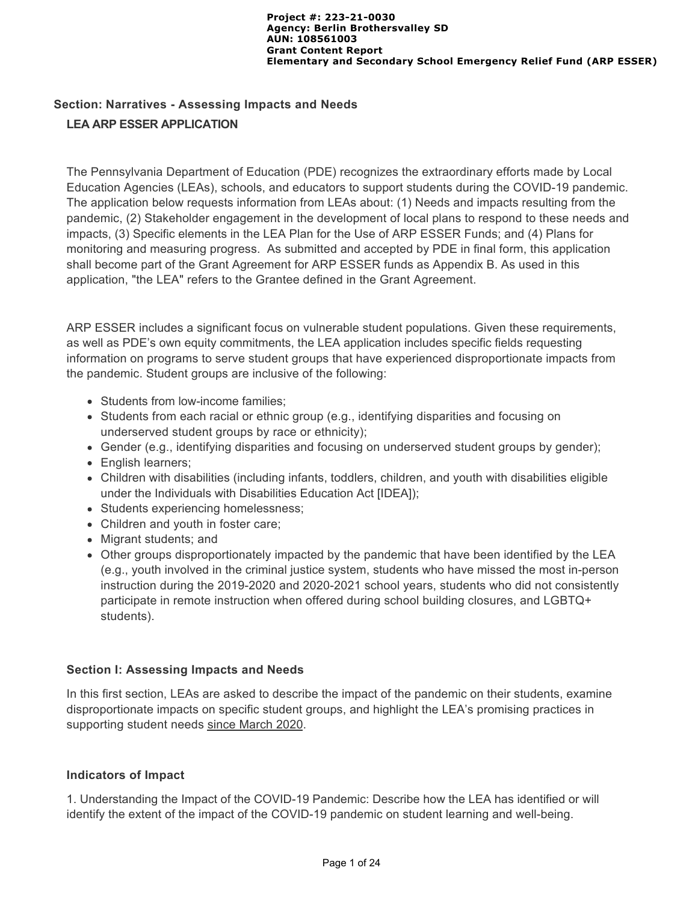**Project #: 223-21-0030**
**Agency: Berlin Brothersvalley SD**
**AUN: 108561003**
**Grant Content Report**
**Elementary and Secondary School Emergency Relief Fund (ARP ESSER)**

## Section: Narratives - Assessing Impacts and Needs

### LEA ARP ESSER APPLICATION

The Pennsylvania Department of Education (PDE) recognizes the extraordinary efforts made by Local Education Agencies (LEAs), schools, and educators to support students during the COVID-19 pandemic. The application below requests information from LEAs about: (1) Needs and impacts resulting from the pandemic, (2) Stakeholder engagement in the development of local plans to respond to these needs and impacts, (3) Specific elements in the LEA Plan for the Use of ARP ESSER Funds; and (4) Plans for monitoring and measuring progress. As submitted and accepted by PDE in final form, this application shall become part of the Grant Agreement for ARP ESSER funds as Appendix B. As used in this application, "the LEA" refers to the Grantee defined in the Grant Agreement.

ARP ESSER includes a significant focus on vulnerable student populations. Given these requirements, as well as PDE's own equity commitments, the LEA application includes specific fields requesting information on programs to serve student groups that have experienced disproportionate impacts from the pandemic. Student groups are inclusive of the following:

- Students from low-income families;
- Students from each racial or ethnic group (e.g., identifying disparities and focusing on underserved student groups by race or ethnicity);
- Gender (e.g., identifying disparities and focusing on underserved student groups by gender);
- English learners;
- Children with disabilities (including infants, toddlers, children, and youth with disabilities eligible under the Individuals with Disabilities Education Act [IDEA]);
- Students experiencing homelessness;
- Children and youth in foster care;
- Migrant students; and
- Other groups disproportionately impacted by the pandemic that have been identified by the LEA (e.g., youth involved in the criminal justice system, students who have missed the most in-person instruction during the 2019-2020 and 2020-2021 school years, students who did not consistently participate in remote instruction when offered during school building closures, and LGBTQ+ students).

### Section I: Assessing Impacts and Needs

In this first section, LEAs are asked to describe the impact of the pandemic on their students, examine disproportionate impacts on specific student groups, and highlight the LEA's promising practices in supporting student needs since March 2020.

### Indicators of Impact

1. Understanding the Impact of the COVID-19 Pandemic: Describe how the LEA has identified or will identify the extent of the impact of the COVID-19 pandemic on student learning and well-being.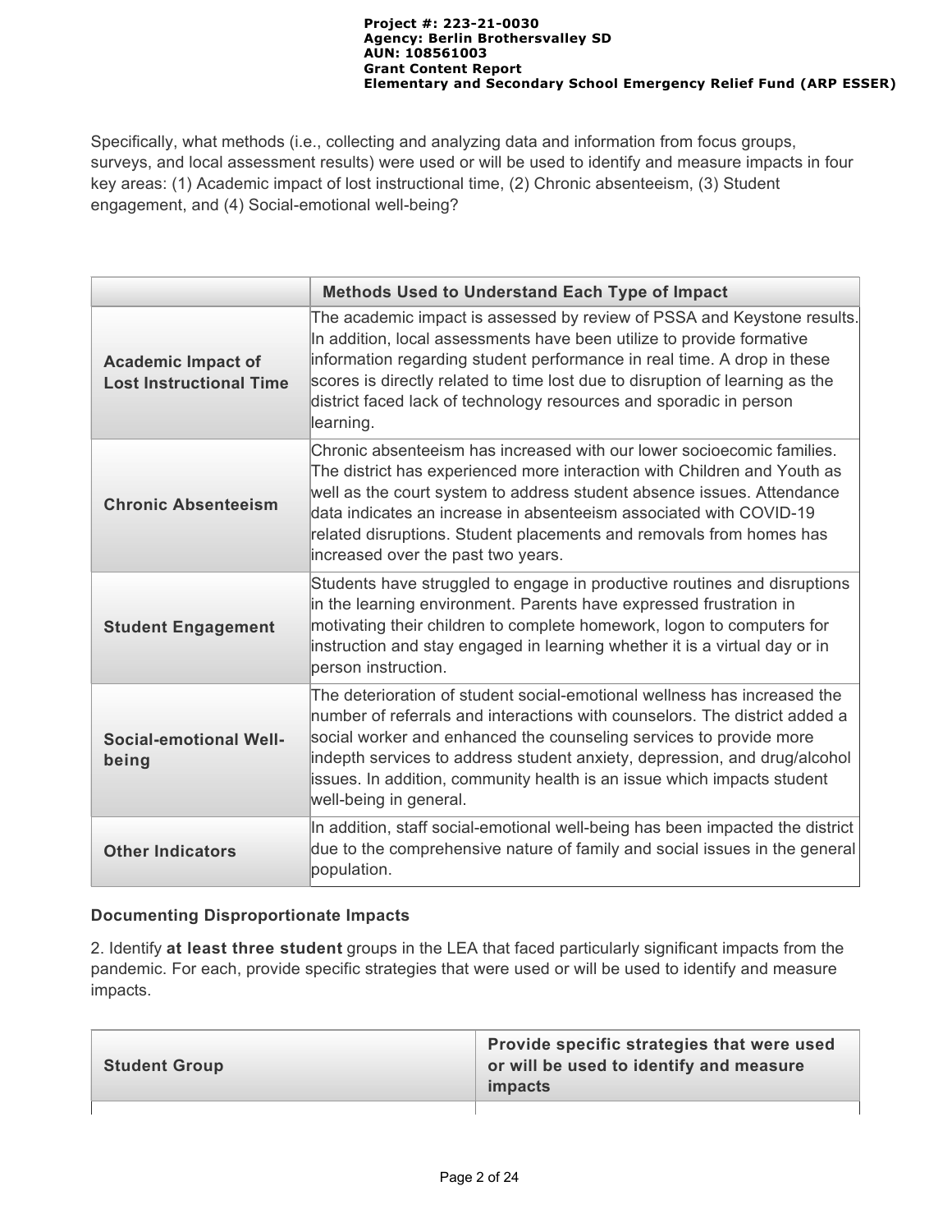Specifically, what methods (i.e., collecting and analyzing data and information from focus groups, surveys, and local assessment results) were used or will be used to identify and measure impacts in four key areas: (1) Academic impact of lost instructional time, (2) Chronic absenteeism, (3) Student engagement, and (4) Social-emotional well-being?

| | Methods Used to Understand Each Type of Impact |
|---|---|
| **Academic Impact of Lost Instructional Time** | The academic impact is assessed by review of PSSA and Keystone results. In addition, local assessments have been utilize to provide formative information regarding student performance in real time. A drop in these scores is directly related to time lost due to disruption of learning as the district faced lack of technology resources and sporadic in person learning. |
| **Chronic Absenteeism** | Chronic absenteeism has increased with our lower socioecomic families. The district has experienced more interaction with Children and Youth as well as the court system to address student absence issues. Attendance data indicates an increase in absenteeism associated with COVID-19 related disruptions. Student placements and removals from homes has increased over the past two years. |
| **Student Engagement** | Students have struggled to engage in productive routines and disruptions in the learning environment. Parents have expressed frustration in motivating their children to complete homework, logon to computers for instruction and stay engaged in learning whether it is a virtual day or in person instruction. |
| **Social-emotional Well-being** | The deterioration of student social-emotional wellness has increased the number of referrals and interactions with counselors. The district added a social worker and enhanced the counseling services to provide more indepth services to address student anxiety, depression, and drug/alcohol issues. In addition, community health is an issue which impacts student well-being in general. |
| **Other Indicators** | In addition, staff social-emotional well-being has been impacted the district due to the comprehensive nature of family and social issues in the general population. |

**Documenting Disproportionate Impacts**

2. Identify **at least three student** groups in the LEA that faced particularly significant impacts from the pandemic. For each, provide specific strategies that were used or will be used to identify and measure impacts.

| Student Group | Provide specific strategies that were used or will be used to identify and measure impacts |
|---|---|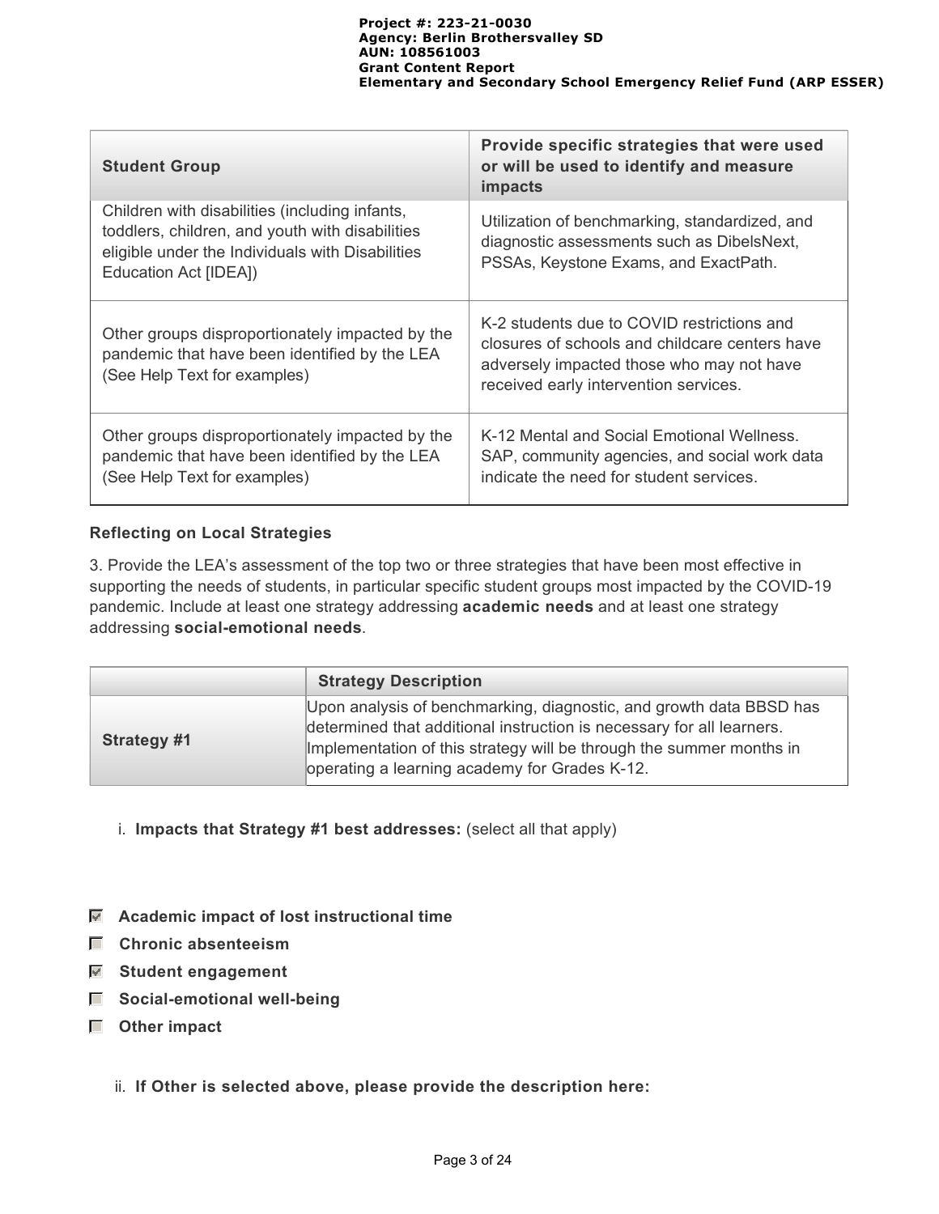| Student Group | Provide specific strategies that were used or will be used to identify and measure impacts |
|---|---|
| Children with disabilities (including infants, toddlers, children, and youth with disabilities eligible under the Individuals with Disabilities Education Act [IDEA]) | Utilization of benchmarking, standardized, and diagnostic assessments such as DibelsNext, PSSAs, Keystone Exams, and ExactPath. |
| Other groups disproportionately impacted by the pandemic that have been identified by the LEA (See Help Text for examples) | K-2 students due to COVID restrictions and closures of schools and childcare centers have adversely impacted those who may not have received early intervention services. |
| Other groups disproportionately impacted by the pandemic that have been identified by the LEA (See Help Text for examples) | K-12 Mental and Social Emotional Wellness. SAP, community agencies, and social work data indicate the need for student services. |

### Reflecting on Local Strategies

3. Provide the LEA's assessment of the top two or three strategies that have been most effective in supporting the needs of students, in particular specific student groups most impacted by the COVID-19 pandemic. Include at least one strategy addressing **academic needs** and at least one strategy addressing **social-emotional needs**.

| | Strategy Description |
|---|---|
| **Strategy #1** | Upon analysis of benchmarking, diagnostic, and growth data BBSD has determined that additional instruction is necessary for all learners. Implementation of this strategy will be through the summer months in operating a learning academy for Grades K-12. |

i. **Impacts that Strategy #1 best addresses:** (select all that apply)

- [x] **Academic impact of lost instructional time**
- [ ] **Chronic absenteeism**
- [x] **Student engagement**
- [ ] **Social-emotional well-being**
- [ ] **Other impact**

ii. **If Other is selected above, please provide the description here:**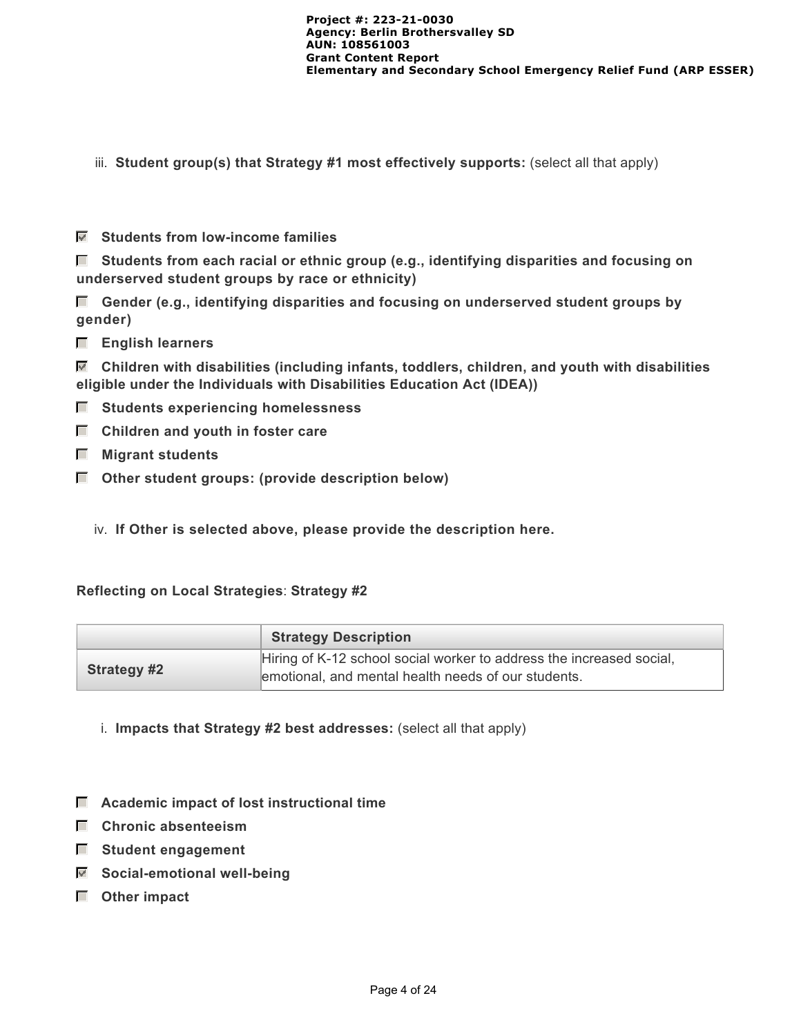iii. **Student group(s) that Strategy #1 most effectively supports:** (select all that apply)

- [x] **Students from low-income families**
- [ ] **Students from each racial or ethnic group (e.g., identifying disparities and focusing on underserved student groups by race or ethnicity)**
- [ ] **Gender (e.g., identifying disparities and focusing on underserved student groups by gender)**
- [ ] **English learners**
- [x] **Children with disabilities (including infants, toddlers, children, and youth with disabilities eligible under the Individuals with Disabilities Education Act (IDEA))**
- [ ] **Students experiencing homelessness**
- [ ] **Children and youth in foster care**
- [ ] **Migrant students**
- [ ] **Other student groups: (provide description below)**

iv. **If Other is selected above, please provide the description here.**

**Reflecting on Local Strategies**: **Strategy #2**

| | **Strategy Description** |
|---|---|
| **Strategy #2** | Hiring of K-12 school social worker to address the increased social, emotional, and mental health needs of our students. |

i. **Impacts that Strategy #2 best addresses:** (select all that apply)

- [ ] **Academic impact of lost instructional time**
- [ ] **Chronic absenteeism**
- [ ] **Student engagement**
- [x] **Social-emotional well-being**
- [ ] **Other impact**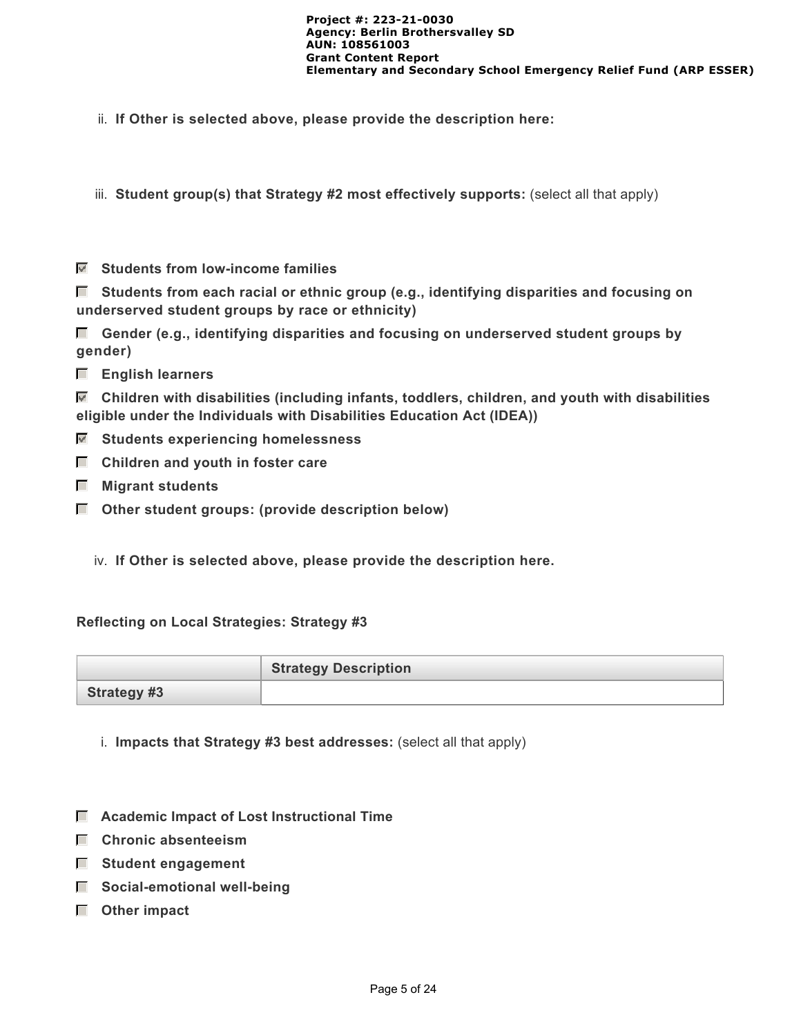ii. **If Other is selected above, please provide the description here:**

iii. **Student group(s) that Strategy #2 most effectively supports:** (select all that apply)

- [x] **Students from low-income families**
- [ ] **Students from each racial or ethnic group (e.g., identifying disparities and focusing on underserved student groups by race or ethnicity)**
- [ ] **Gender (e.g., identifying disparities and focusing on underserved student groups by gender)**
- [ ] **English learners**
- [x] **Children with disabilities (including infants, toddlers, children, and youth with disabilities eligible under the Individuals with Disabilities Education Act (IDEA))**
- [x] **Students experiencing homelessness**
- [ ] **Children and youth in foster care**
- [ ] **Migrant students**
- [ ] **Other student groups: (provide description below)**

iv. **If Other is selected above, please provide the description here.**

**Reflecting on Local Strategies: Strategy #3**

| | Strategy Description |
| --- | --- |
| **Strategy #3** | |

i. **Impacts that Strategy #3 best addresses:** (select all that apply)

- [ ] **Academic Impact of Lost Instructional Time**
- [ ] **Chronic absenteeism**
- [ ] **Student engagement**
- [ ] **Social-emotional well-being**
- [ ] **Other impact**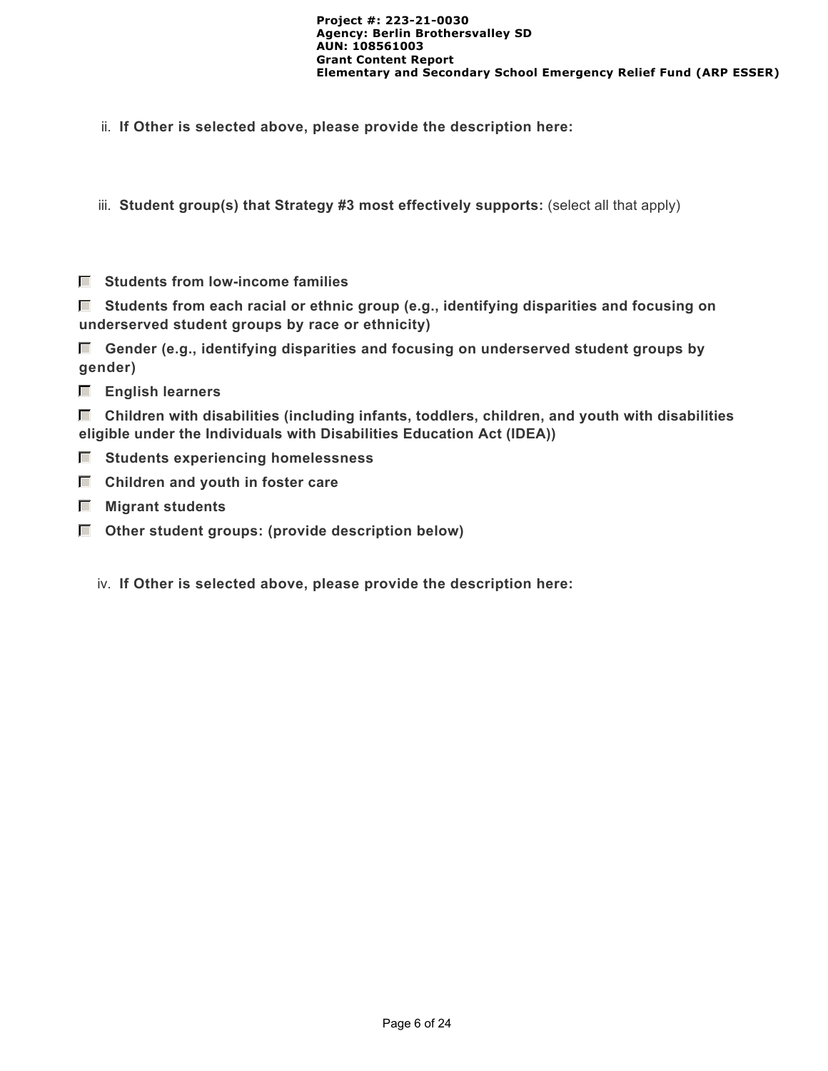ii. **If Other is selected above, please provide the description here:**

iii. **Student group(s) that Strategy #3 most effectively supports:** (select all that apply)

- [ ] **Students from low-income families**
- [ ] **Students from each racial or ethnic group (e.g., identifying disparities and focusing on underserved student groups by race or ethnicity)**
- [ ] **Gender (e.g., identifying disparities and focusing on underserved student groups by gender)**
- [ ] **English learners**
- [ ] **Children with disabilities (including infants, toddlers, children, and youth with disabilities eligible under the Individuals with Disabilities Education Act (IDEA))**
- [ ] **Students experiencing homelessness**
- [ ] **Children and youth in foster care**
- [ ] **Migrant students**
- [ ] **Other student groups: (provide description below)**

iv. **If Other is selected above, please provide the description here:**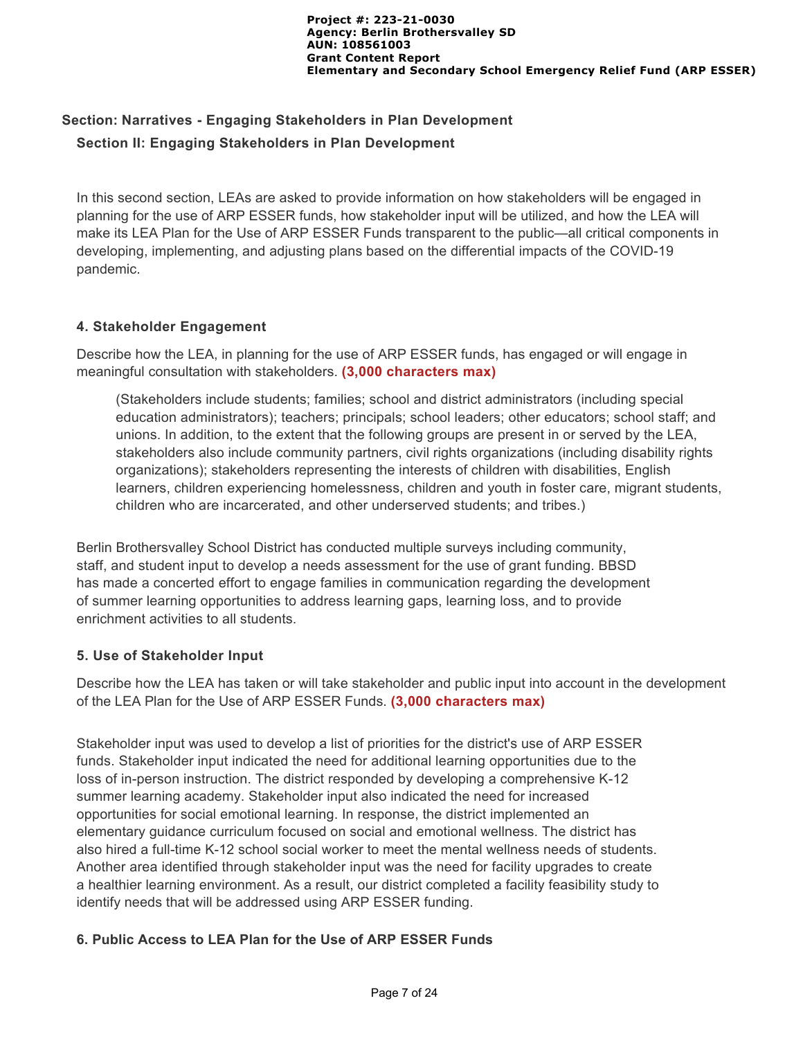## Section: Narratives - Engaging Stakeholders in Plan Development

### Section II: Engaging Stakeholders in Plan Development

In this second section, LEAs are asked to provide information on how stakeholders will be engaged in planning for the use of ARP ESSER funds, how stakeholder input will be utilized, and how the LEA will make its LEA Plan for the Use of ARP ESSER Funds transparent to the public—all critical components in developing, implementing, and adjusting plans based on the differential impacts of the COVID-19 pandemic.

#### 4. Stakeholder Engagement

Describe how the LEA, in planning for the use of ARP ESSER funds, has engaged or will engage in meaningful consultation with stakeholders. **(3,000 characters max)**

> (Stakeholders include students; families; school and district administrators (including special education administrators); teachers; principals; school leaders; other educators; school staff; and unions. In addition, to the extent that the following groups are present in or served by the LEA, stakeholders also include community partners, civil rights organizations (including disability rights organizations); stakeholders representing the interests of children with disabilities, English learners, children experiencing homelessness, children and youth in foster care, migrant students, children who are incarcerated, and other underserved students; and tribes.)

Berlin Brothersvalley School District has conducted multiple surveys including community, staff, and student input to develop a needs assessment for the use of grant funding. BBSD has made a concerted effort to engage families in communication regarding the development of summer learning opportunities to address learning gaps, learning loss, and to provide enrichment activities to all students.

#### 5. Use of Stakeholder Input

Describe how the LEA has taken or will take stakeholder and public input into account in the development of the LEA Plan for the Use of ARP ESSER Funds. **(3,000 characters max)**

Stakeholder input was used to develop a list of priorities for the district's use of ARP ESSER funds. Stakeholder input indicated the need for additional learning opportunities due to the loss of in-person instruction. The district responded by developing a comprehensive K-12 summer learning academy. Stakeholder input also indicated the need for increased opportunities for social emotional learning. In response, the district implemented an elementary guidance curriculum focused on social and emotional wellness. The district has also hired a full-time K-12 school social worker to meet the mental wellness needs of students. Another area identified through stakeholder input was the need for facility upgrades to create a healthier learning environment. As a result, our district completed a facility feasibility study to identify needs that will be addressed using ARP ESSER funding.

#### 6. Public Access to LEA Plan for the Use of ARP ESSER Funds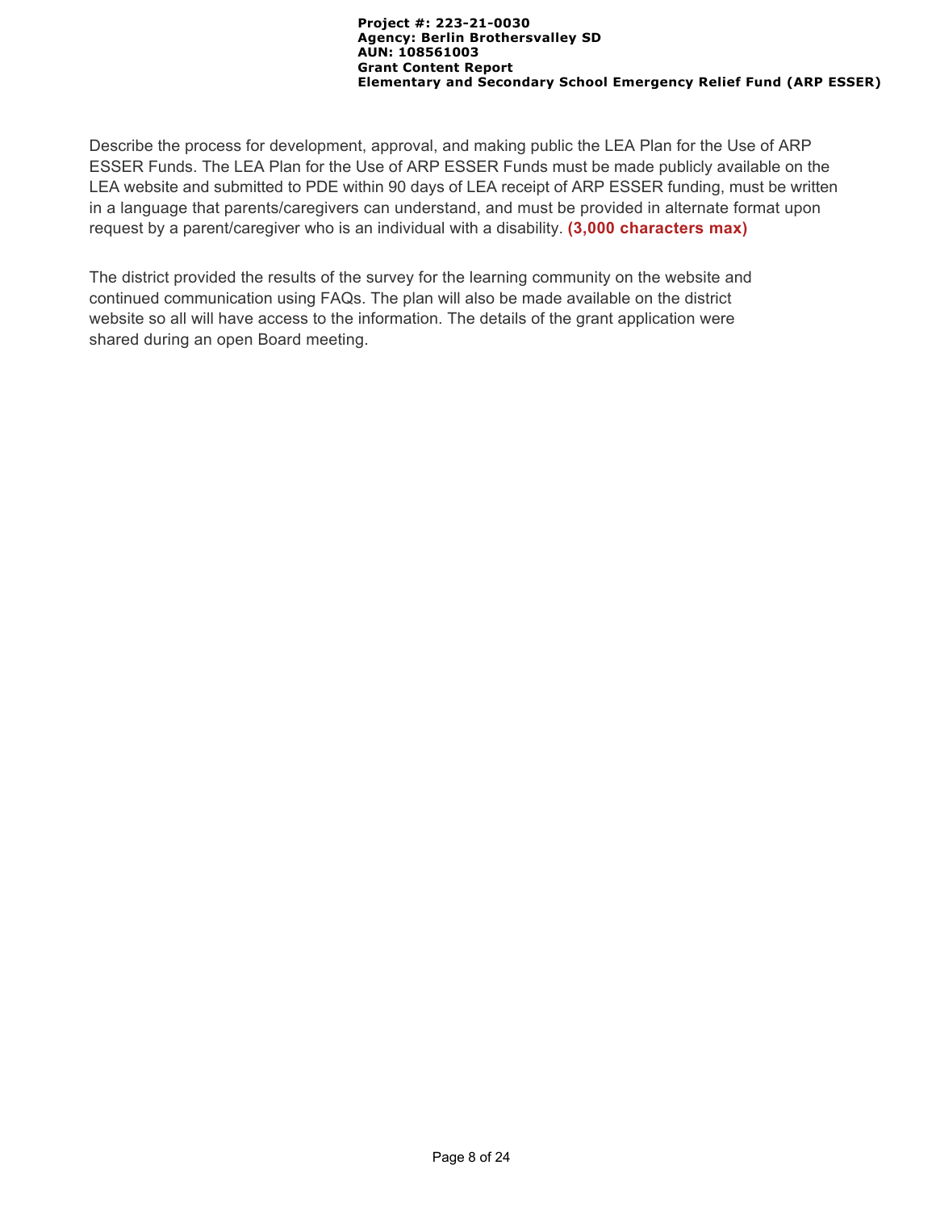Describe the process for development, approval, and making public the LEA Plan for the Use of ARP ESSER Funds. The LEA Plan for the Use of ARP ESSER Funds must be made publicly available on the LEA website and submitted to PDE within 90 days of LEA receipt of ARP ESSER funding, must be written in a language that parents/caregivers can understand, and must be provided in alternate format upon request by a parent/caregiver who is an individual with a disability. **(3,000 characters max)**

The district provided the results of the survey for the learning community on the website and continued communication using FAQs. The plan will also be made available on the district website so all will have access to the information. The details of the grant application were shared during an open Board meeting.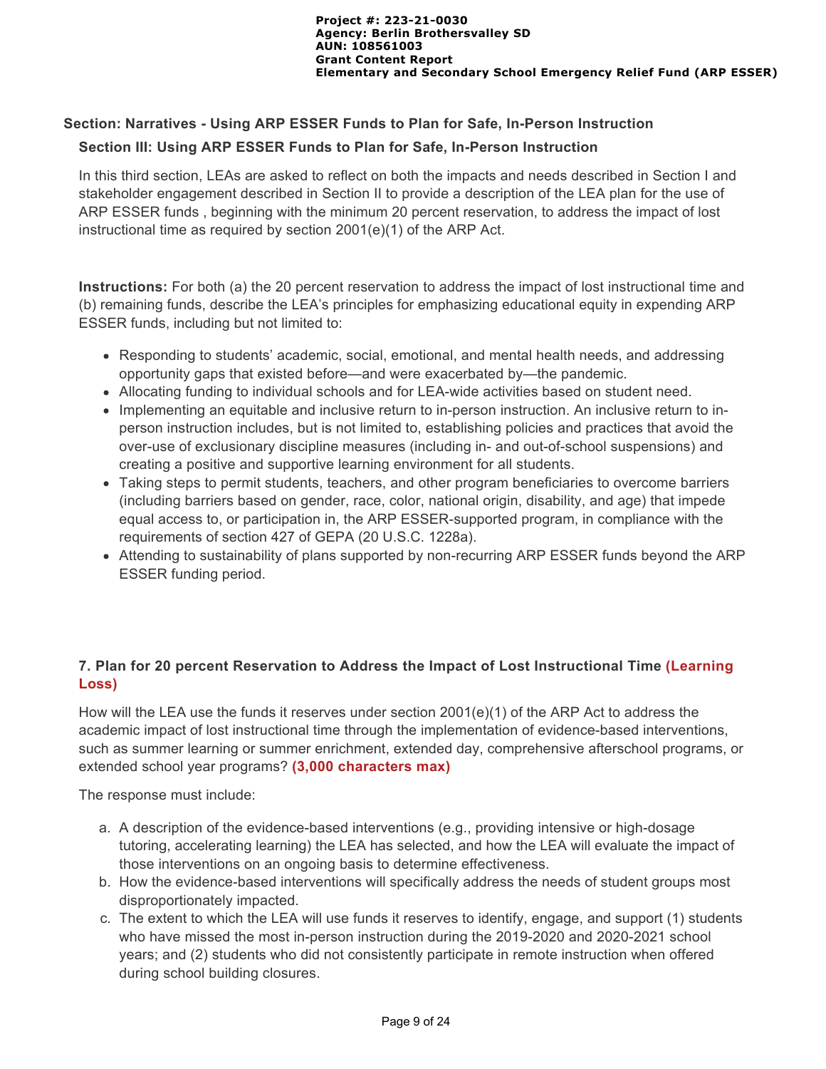## Section: Narratives - Using ARP ESSER Funds to Plan for Safe, In-Person Instruction

### Section III: Using ARP ESSER Funds to Plan for Safe, In-Person Instruction

In this third section, LEAs are asked to reflect on both the impacts and needs described in Section I and stakeholder engagement described in Section II to provide a description of the LEA plan for the use of ARP ESSER funds , beginning with the minimum 20 percent reservation, to address the impact of lost instructional time as required by section 2001(e)(1) of the ARP Act.

**Instructions:** For both (a) the 20 percent reservation to address the impact of lost instructional time and (b) remaining funds, describe the LEA's principles for emphasizing educational equity in expending ARP ESSER funds, including but not limited to:

- Responding to students' academic, social, emotional, and mental health needs, and addressing opportunity gaps that existed before—and were exacerbated by—the pandemic.
- Allocating funding to individual schools and for LEA-wide activities based on student need.
- Implementing an equitable and inclusive return to in-person instruction. An inclusive return to in-person instruction includes, but is not limited to, establishing policies and practices that avoid the over-use of exclusionary discipline measures (including in- and out-of-school suspensions) and creating a positive and supportive learning environment for all students.
- Taking steps to permit students, teachers, and other program beneficiaries to overcome barriers (including barriers based on gender, race, color, national origin, disability, and age) that impede equal access to, or participation in, the ARP ESSER-supported program, in compliance with the requirements of section 427 of GEPA (20 U.S.C. 1228a).
- Attending to sustainability of plans supported by non-recurring ARP ESSER funds beyond the ARP ESSER funding period.

### 7. Plan for 20 percent Reservation to Address the Impact of Lost Instructional Time (Learning Loss)

How will the LEA use the funds it reserves under section 2001(e)(1) of the ARP Act to address the academic impact of lost instructional time through the implementation of evidence-based interventions, such as summer learning or summer enrichment, extended day, comprehensive afterschool programs, or extended school year programs? **(3,000 characters max)**

The response must include:

a. A description of the evidence-based interventions (e.g., providing intensive or high-dosage tutoring, accelerating learning) the LEA has selected, and how the LEA will evaluate the impact of those interventions on an ongoing basis to determine effectiveness.
b. How the evidence-based interventions will specifically address the needs of student groups most disproportionately impacted.
c. The extent to which the LEA will use funds it reserves to identify, engage, and support (1) students who have missed the most in-person instruction during the 2019-2020 and 2020-2021 school years; and (2) students who did not consistently participate in remote instruction when offered during school building closures.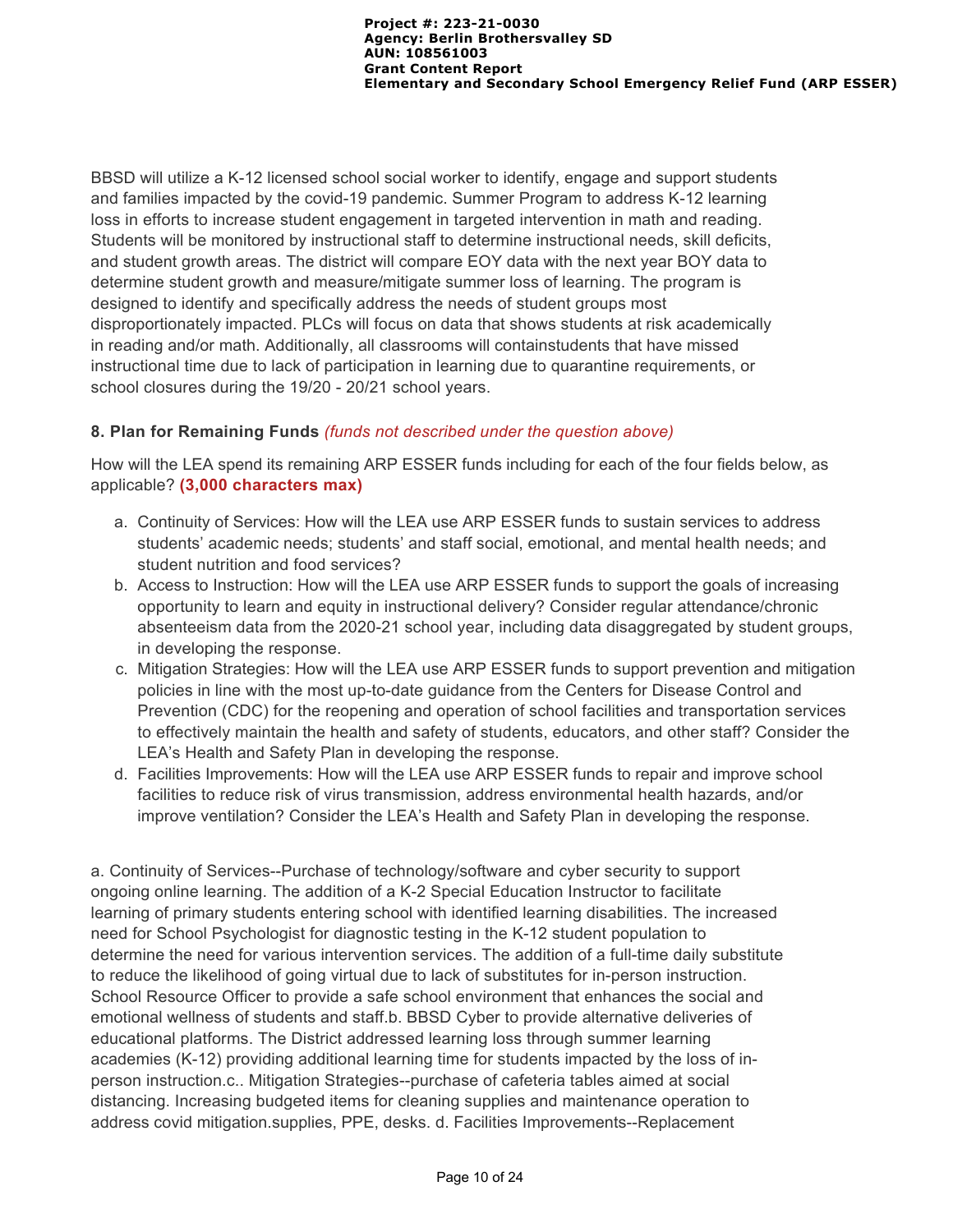BBSD will utilize a K-12 licensed school social worker to identify, engage and support students and families impacted by the covid-19 pandemic. Summer Program to address K-12 learning loss in efforts to increase student engagement in targeted intervention in math and reading. Students will be monitored by instructional staff to determine instructional needs, skill deficits, and student growth areas. The district will compare EOY data with the next year BOY data to determine student growth and measure/mitigate summer loss of learning. The program is designed to identify and specifically address the needs of student groups most disproportionately impacted. PLCs will focus on data that shows students at risk academically in reading and/or math. Additionally, all classrooms will containstudents that have missed instructional time due to lack of participation in learning due to quarantine requirements, or school closures during the 19/20 - 20/21 school years.

### 8. Plan for Remaining Funds *(funds not described under the question above)*

How will the LEA spend its remaining ARP ESSER funds including for each of the four fields below, as applicable? **(3,000 characters max)**

a. Continuity of Services: How will the LEA use ARP ESSER funds to sustain services to address students' academic needs; students' and staff social, emotional, and mental health needs; and student nutrition and food services?
b. Access to Instruction: How will the LEA use ARP ESSER funds to support the goals of increasing opportunity to learn and equity in instructional delivery? Consider regular attendance/chronic absenteeism data from the 2020-21 school year, including data disaggregated by student groups, in developing the response.
c. Mitigation Strategies: How will the LEA use ARP ESSER funds to support prevention and mitigation policies in line with the most up-to-date guidance from the Centers for Disease Control and Prevention (CDC) for the reopening and operation of school facilities and transportation services to effectively maintain the health and safety of students, educators, and other staff? Consider the LEA's Health and Safety Plan in developing the response.
d. Facilities Improvements: How will the LEA use ARP ESSER funds to repair and improve school facilities to reduce risk of virus transmission, address environmental health hazards, and/or improve ventilation? Consider the LEA's Health and Safety Plan in developing the response.

a. Continuity of Services--Purchase of technology/software and cyber security to support ongoing online learning. The addition of a K-2 Special Education Instructor to facilitate learning of primary students entering school with identified learning disabilities. The increased need for School Psychologist for diagnostic testing in the K-12 student population to determine the need for various intervention services. The addition of a full-time daily substitute to reduce the likelihood of going virtual due to lack of substitutes for in-person instruction. School Resource Officer to provide a safe school environment that enhances the social and emotional wellness of students and staff.b. BBSD Cyber to provide alternative deliveries of educational platforms. The District addressed learning loss through summer learning academies (K-12) providing additional learning time for students impacted by the loss of in-person instruction.c.. Mitigation Strategies--purchase of cafeteria tables aimed at social distancing. Increasing budgeted items for cleaning supplies and maintenance operation to address covid mitigation.supplies, PPE, desks. d. Facilities Improvements--Replacement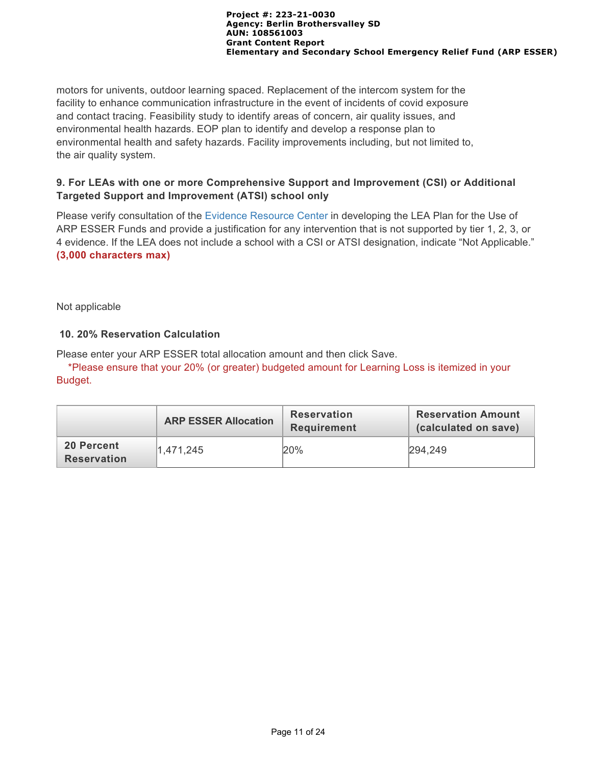motors for univents, outdoor learning spaced. Replacement of the intercom system for the facility to enhance communication infrastructure in the event of incidents of covid exposure and contact tracing. Feasibility study to identify areas of concern, air quality issues, and environmental health hazards. EOP plan to identify and develop a response plan to environmental health and safety hazards. Facility improvements including, but not limited to, the air quality system.

### 9. For LEAs with one or more Comprehensive Support and Improvement (CSI) or Additional Targeted Support and Improvement (ATSI) school only

Please verify consultation of the Evidence Resource Center in developing the LEA Plan for the Use of ARP ESSER Funds and provide a justification for any intervention that is not supported by tier 1, 2, 3, or 4 evidence. If the LEA does not include a school with a CSI or ATSI designation, indicate “Not Applicable.” **(3,000 characters max)**

Not applicable

### 10. 20% Reservation Calculation

Please enter your ARP ESSER total allocation amount and then click Save.

*Please ensure that your 20% (or greater) budgeted amount for Learning Loss is itemized in your Budget.

| | ARP ESSER Allocation | Reservation Requirement | Reservation Amount (calculated on save) |
|---|---|---|---|
| **20 Percent Reservation** | 1,471,245 | 20% | 294,249 |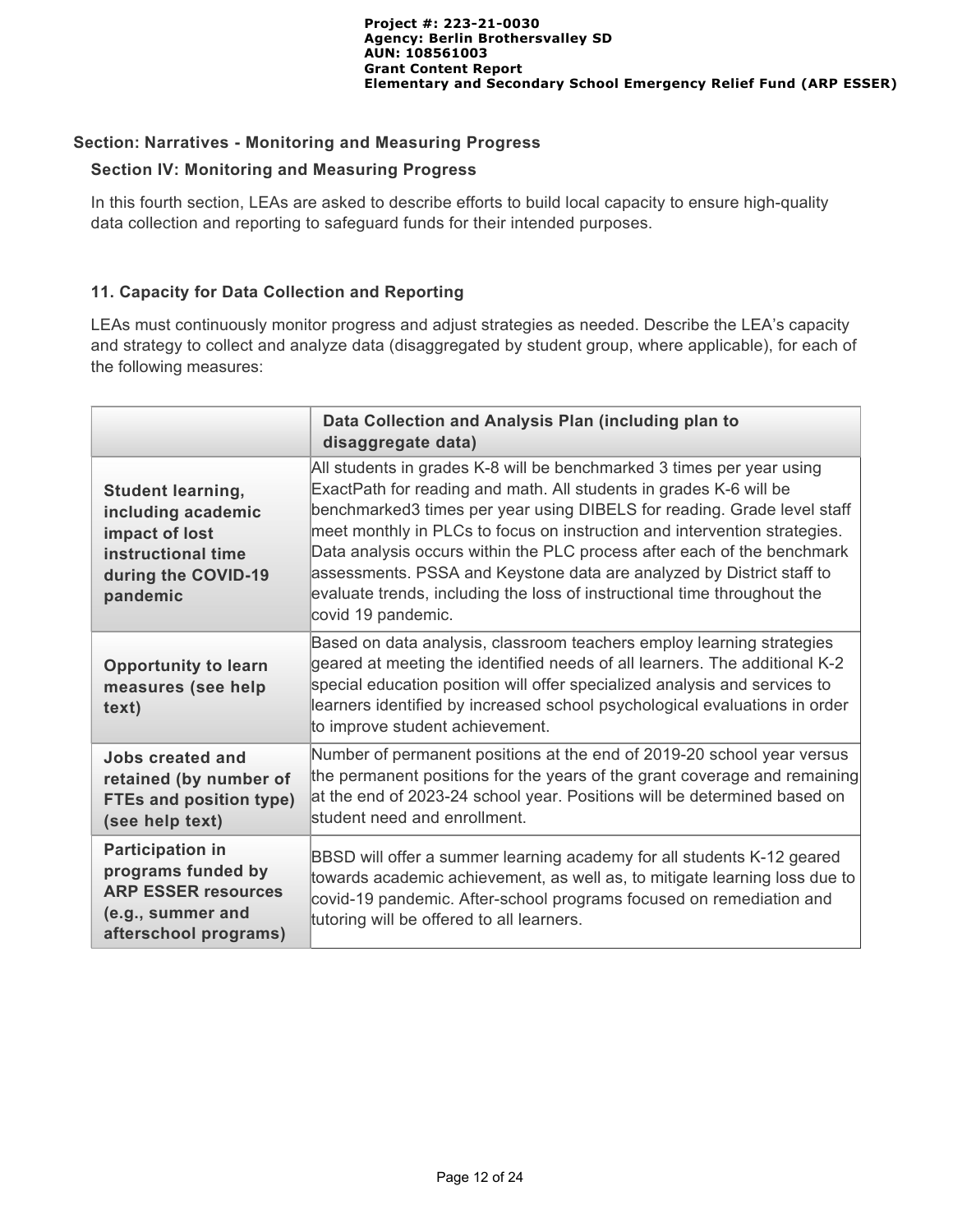## Section: Narratives - Monitoring and Measuring Progress

### Section IV: Monitoring and Measuring Progress

In this fourth section, LEAs are asked to describe efforts to build local capacity to ensure high-quality data collection and reporting to safeguard funds for their intended purposes.

### 11. Capacity for Data Collection and Reporting

LEAs must continuously monitor progress and adjust strategies as needed. Describe the LEA's capacity and strategy to collect and analyze data (disaggregated by student group, where applicable), for each of the following measures:

| | Data Collection and Analysis Plan (including plan to disaggregate data) |
|---|---|
| **Student learning, including academic impact of lost instructional time during the COVID-19 pandemic** | All students in grades K-8 will be benchmarked 3 times per year using ExactPath for reading and math. All students in grades K-6 will be benchmarked3 times per year using DIBELS for reading. Grade level staff meet monthly in PLCs to focus on instruction and intervention strategies. Data analysis occurs within the PLC process after each of the benchmark assessments. PSSA and Keystone data are analyzed by District staff to evaluate trends, including the loss of instructional time throughout the covid 19 pandemic. |
| **Opportunity to learn measures (see help text)** | Based on data analysis, classroom teachers employ learning strategies geared at meeting the identified needs of all learners. The additional K-2 special education position will offer specialized analysis and services to learners identified by increased school psychological evaluations in order to improve student achievement. |
| **Jobs created and retained (by number of FTEs and position type) (see help text)** | Number of permanent positions at the end of 2019-20 school year versus the permanent positions for the years of the grant coverage and remaining at the end of 2023-24 school year. Positions will be determined based on student need and enrollment. |
| **Participation in programs funded by ARP ESSER resources (e.g., summer and afterschool programs)** | BBSD will offer a summer learning academy for all students K-12 geared towards academic achievement, as well as, to mitigate learning loss due to covid-19 pandemic. After-school programs focused on remediation and tutoring will be offered to all learners. |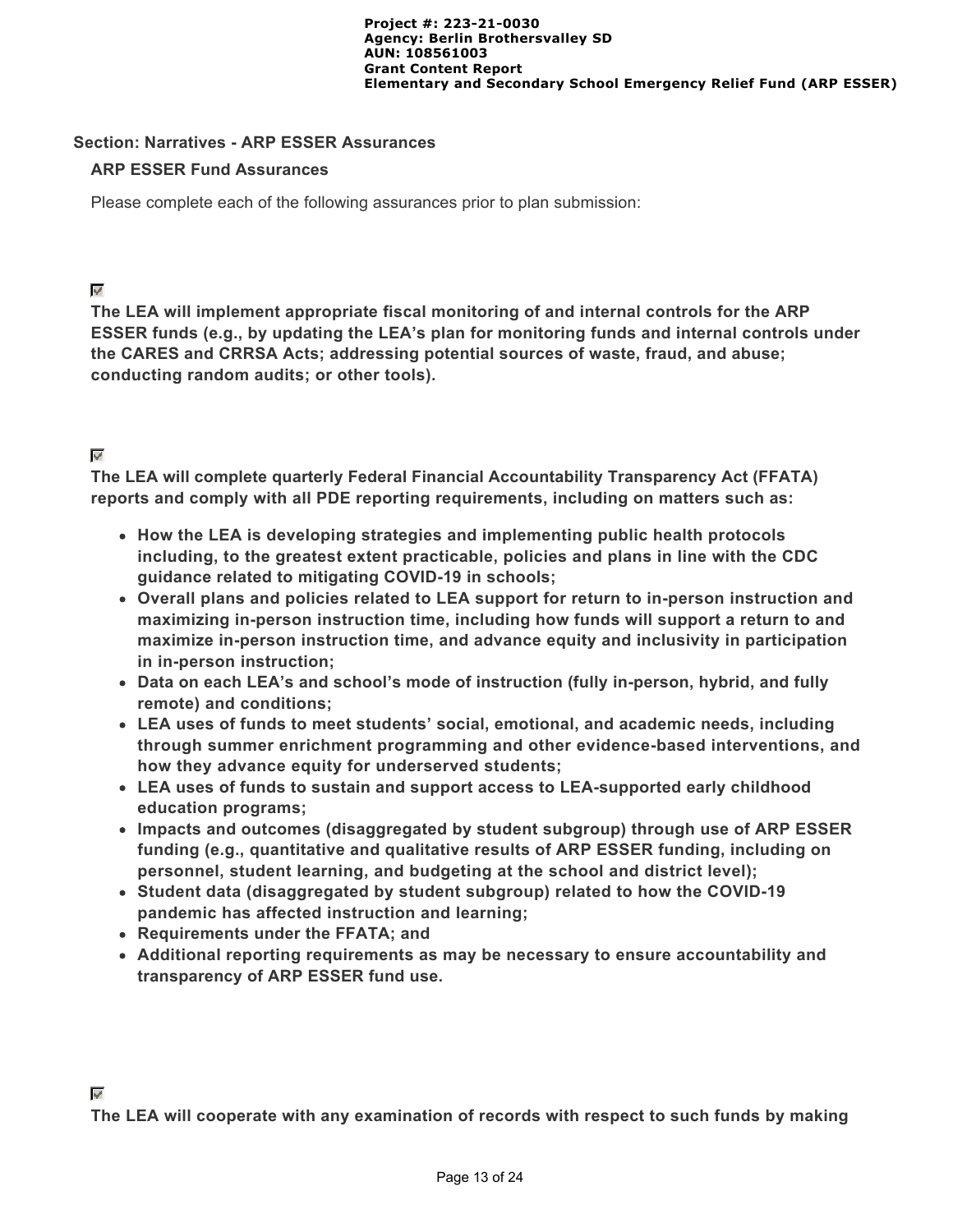## Section: Narratives - ARP ESSER Assurances

### ARP ESSER Fund Assurances

Please complete each of the following assurances prior to plan submission:

☑

**The LEA will implement appropriate fiscal monitoring of and internal controls for the ARP ESSER funds (e.g., by updating the LEA's plan for monitoring funds and internal controls under the CARES and CRRSA Acts; addressing potential sources of waste, fraud, and abuse; conducting random audits; or other tools).**

☑

**The LEA will complete quarterly Federal Financial Accountability Transparency Act (FFATA) reports and comply with all PDE reporting requirements, including on matters such as:**

- **How the LEA is developing strategies and implementing public health protocols including, to the greatest extent practicable, policies and plans in line with the CDC guidance related to mitigating COVID-19 in schools;**
- **Overall plans and policies related to LEA support for return to in-person instruction and maximizing in-person instruction time, including how funds will support a return to and maximize in-person instruction time, and advance equity and inclusivity in participation in in-person instruction;**
- **Data on each LEA's and school's mode of instruction (fully in-person, hybrid, and fully remote) and conditions;**
- **LEA uses of funds to meet students' social, emotional, and academic needs, including through summer enrichment programming and other evidence-based interventions, and how they advance equity for underserved students;**
- **LEA uses of funds to sustain and support access to LEA-supported early childhood education programs;**
- **Impacts and outcomes (disaggregated by student subgroup) through use of ARP ESSER funding (e.g., quantitative and qualitative results of ARP ESSER funding, including on personnel, student learning, and budgeting at the school and district level);**
- **Student data (disaggregated by student subgroup) related to how the COVID-19 pandemic has affected instruction and learning;**
- **Requirements under the FFATA; and**
- **Additional reporting requirements as may be necessary to ensure accountability and transparency of ARP ESSER fund use.**

☑

**The LEA will cooperate with any examination of records with respect to such funds by making**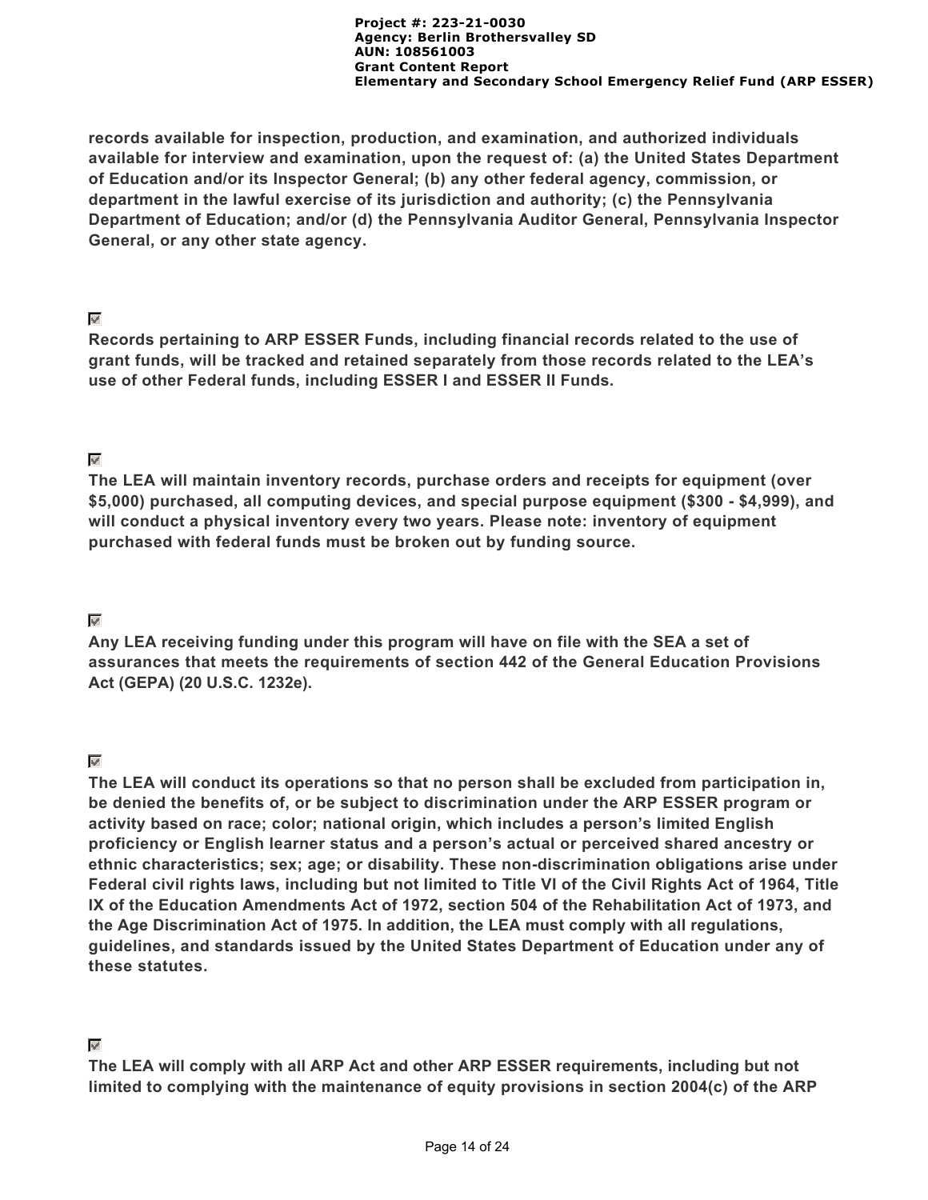**records available for inspection, production, and examination, and authorized individuals available for interview and examination, upon the request of: (a) the United States Department of Education and/or its Inspector General; (b) any other federal agency, commission, or department in the lawful exercise of its jurisdiction and authority; (c) the Pennsylvania Department of Education; and/or (d) the Pennsylvania Auditor General, Pennsylvania Inspector General, or any other state agency.**

☑
**Records pertaining to ARP ESSER Funds, including financial records related to the use of grant funds, will be tracked and retained separately from those records related to the LEA's use of other Federal funds, including ESSER I and ESSER II Funds.**

☑
**The LEA will maintain inventory records, purchase orders and receipts for equipment (over $5,000) purchased, all computing devices, and special purpose equipment ($300 - $4,999), and will conduct a physical inventory every two years. Please note: inventory of equipment purchased with federal funds must be broken out by funding source.**

☑
**Any LEA receiving funding under this program will have on file with the SEA a set of assurances that meets the requirements of section 442 of the General Education Provisions Act (GEPA) (20 U.S.C. 1232e).**

☑
**The LEA will conduct its operations so that no person shall be excluded from participation in, be denied the benefits of, or be subject to discrimination under the ARP ESSER program or activity based on race; color; national origin, which includes a person's limited English proficiency or English learner status and a person's actual or perceived shared ancestry or ethnic characteristics; sex; age; or disability. These non-discrimination obligations arise under Federal civil rights laws, including but not limited to Title VI of the Civil Rights Act of 1964, Title IX of the Education Amendments Act of 1972, section 504 of the Rehabilitation Act of 1973, and the Age Discrimination Act of 1975. In addition, the LEA must comply with all regulations, guidelines, and standards issued by the United States Department of Education under any of these statutes.**

☑
**The LEA will comply with all ARP Act and other ARP ESSER requirements, including but not limited to complying with the maintenance of equity provisions in section 2004(c) of the ARP**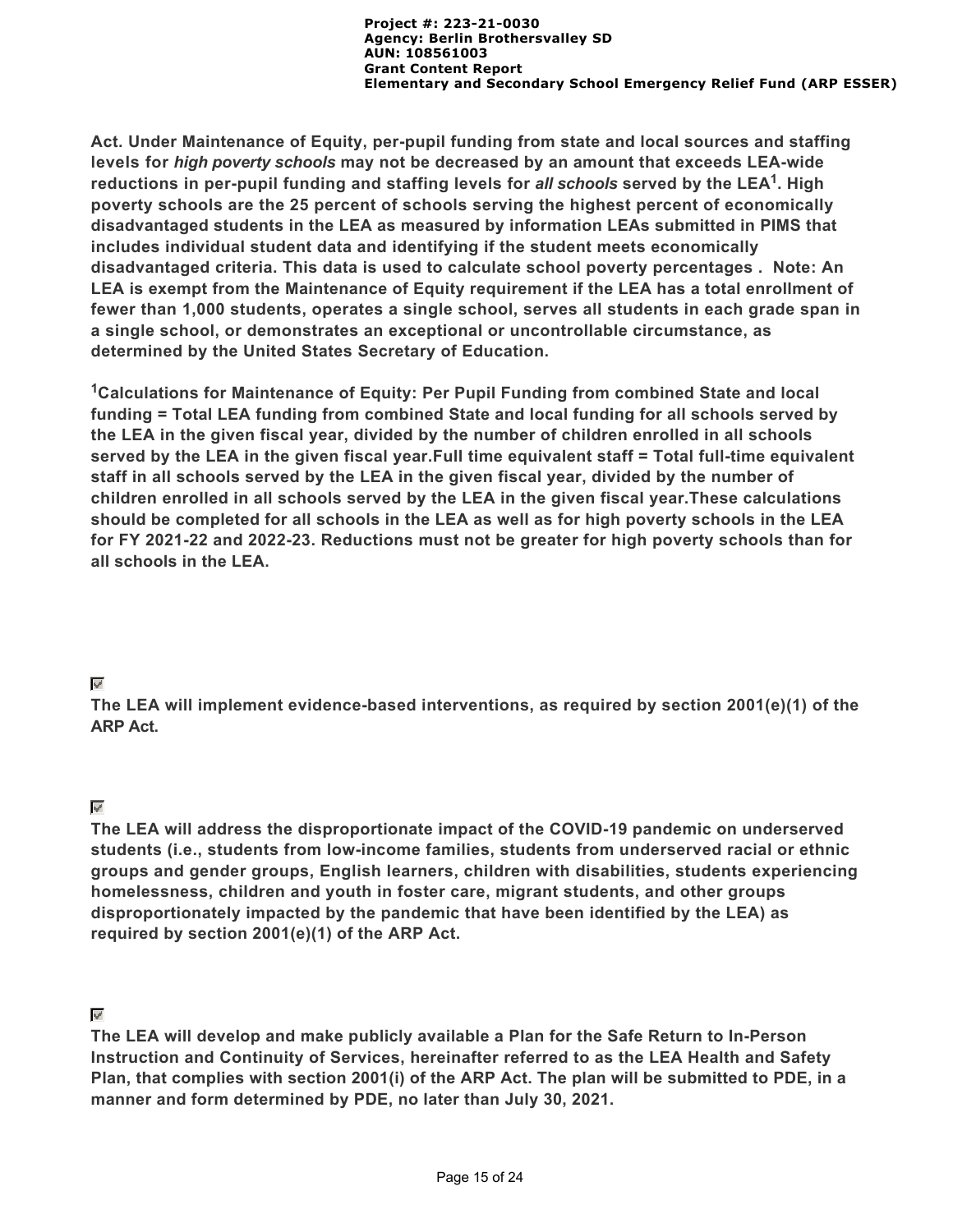**Act. Under Maintenance of Equity, per-pupil funding from state and local sources and staffing levels for *high poverty schools* may not be decreased by an amount that exceeds LEA-wide reductions in per-pupil funding and staffing levels for *all schools* served by the LEA[1]. High poverty schools are the 25 percent of schools serving the highest percent of economically disadvantaged students in the LEA as measured by information LEAs submitted in PIMS that includes individual student data and identifying if the student meets economically disadvantaged criteria. This data is used to calculate school poverty percentages . Note: An LEA is exempt from the Maintenance of Equity requirement if the LEA has a total enrollment of fewer than 1,000 students, operates a single school, serves all students in each grade span in a single school, or demonstrates an exceptional or uncontrollable circumstance, as determined by the United States Secretary of Education.**

**[1]Calculations for Maintenance of Equity: Per Pupil Funding from combined State and local funding = Total LEA funding from combined State and local funding for all schools served by the LEA in the given fiscal year, divided by the number of children enrolled in all schools served by the LEA in the given fiscal year.Full time equivalent staff = Total full-time equivalent staff in all schools served by the LEA in the given fiscal year, divided by the number of children enrolled in all schools served by the LEA in the given fiscal year.These calculations should be completed for all schools in the LEA as well as for high poverty schools in the LEA for FY 2021-22 and 2022-23. Reductions must not be greater for high poverty schools than for all schools in the LEA.**

☑
**The LEA will implement evidence-based interventions, as required by section 2001(e)(1) of the ARP Act.**

☑
**The LEA will address the disproportionate impact of the COVID-19 pandemic on underserved students (i.e., students from low-income families, students from underserved racial or ethnic groups and gender groups, English learners, children with disabilities, students experiencing homelessness, children and youth in foster care, migrant students, and other groups disproportionately impacted by the pandemic that have been identified by the LEA) as required by section 2001(e)(1) of the ARP Act.**

☑
**The LEA will develop and make publicly available a Plan for the Safe Return to In-Person Instruction and Continuity of Services, hereinafter referred to as the LEA Health and Safety Plan, that complies with section 2001(i) of the ARP Act. The plan will be submitted to PDE, in a manner and form determined by PDE, no later than July 30, 2021.**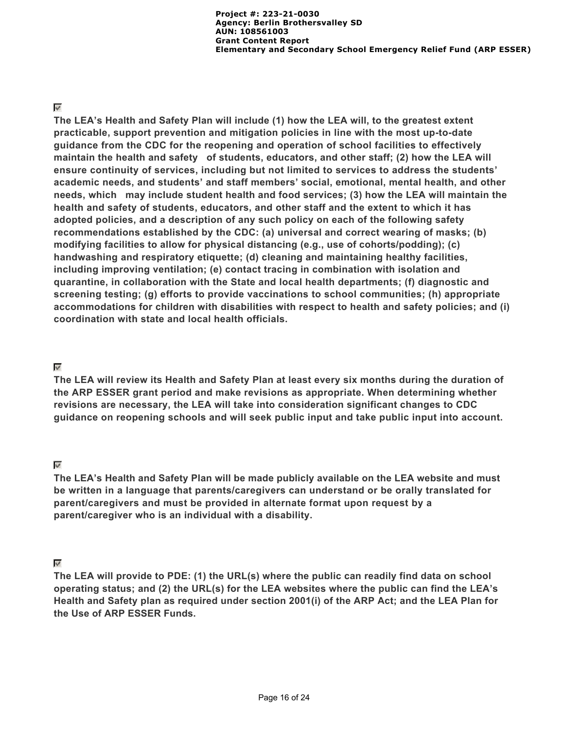☑

**The LEA's Health and Safety Plan will include (1) how the LEA will, to the greatest extent practicable, support prevention and mitigation policies in line with the most up-to-date guidance from the CDC for the reopening and operation of school facilities to effectively maintain the health and safety of students, educators, and other staff; (2) how the LEA will ensure continuity of services, including but not limited to services to address the students' academic needs, and students' and staff members' social, emotional, mental health, and other needs, which may include student health and food services; (3) how the LEA will maintain the health and safety of students, educators, and other staff and the extent to which it has adopted policies, and a description of any such policy on each of the following safety recommendations established by the CDC: (a) universal and correct wearing of masks; (b) modifying facilities to allow for physical distancing (e.g., use of cohorts/podding); (c) handwashing and respiratory etiquette; (d) cleaning and maintaining healthy facilities, including improving ventilation; (e) contact tracing in combination with isolation and quarantine, in collaboration with the State and local health departments; (f) diagnostic and screening testing; (g) efforts to provide vaccinations to school communities; (h) appropriate accommodations for children with disabilities with respect to health and safety policies; and (i) coordination with state and local health officials.**

☑

**The LEA will review its Health and Safety Plan at least every six months during the duration of the ARP ESSER grant period and make revisions as appropriate. When determining whether revisions are necessary, the LEA will take into consideration significant changes to CDC guidance on reopening schools and will seek public input and take public input into account.**

☑

**The LEA's Health and Safety Plan will be made publicly available on the LEA website and must be written in a language that parents/caregivers can understand or be orally translated for parent/caregivers and must be provided in alternate format upon request by a parent/caregiver who is an individual with a disability.**

☑

**The LEA will provide to PDE: (1) the URL(s) where the public can readily find data on school operating status; and (2) the URL(s) for the LEA websites where the public can find the LEA's Health and Safety plan as required under section 2001(i) of the ARP Act; and the LEA Plan for the Use of ARP ESSER Funds.**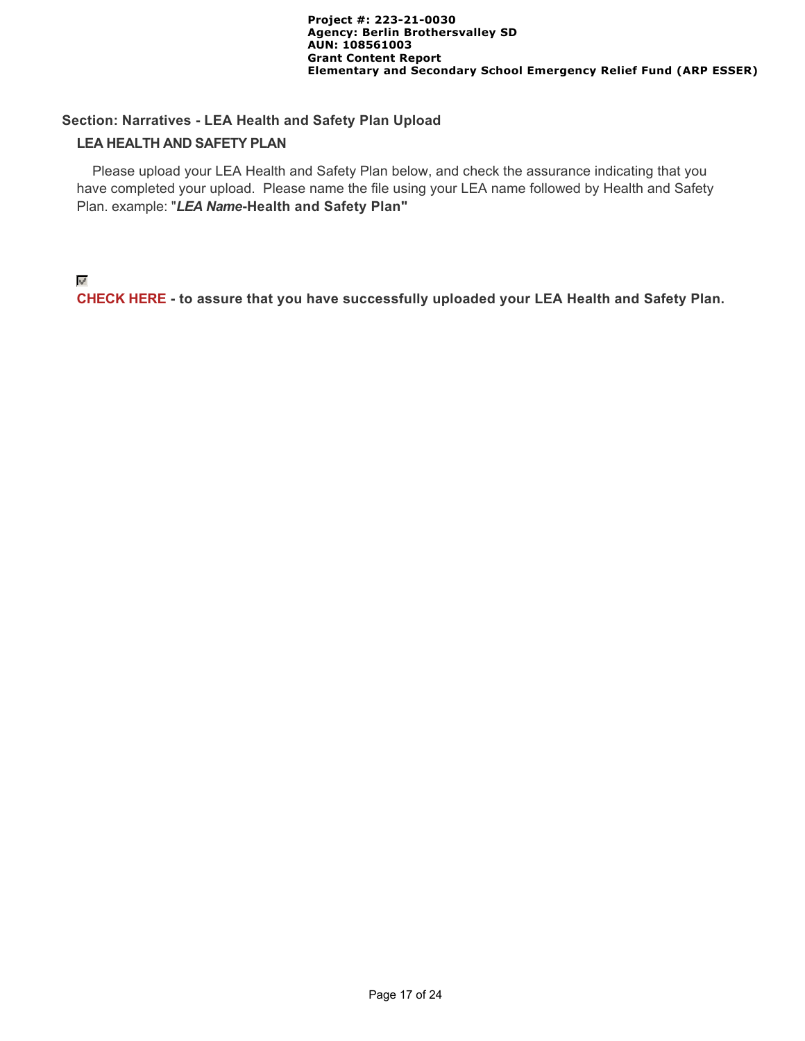## Section: Narratives - LEA Health and Safety Plan Upload

### LEA HEALTH AND SAFETY PLAN

Please upload your LEA Health and Safety Plan below, and check the assurance indicating that you have completed your upload. Please name the file using your LEA name followed by Health and Safety Plan. example: "***LEA Name*-Health and Safety Plan"**

☑

**CHECK HERE - to assure that you have successfully uploaded your LEA Health and Safety Plan.**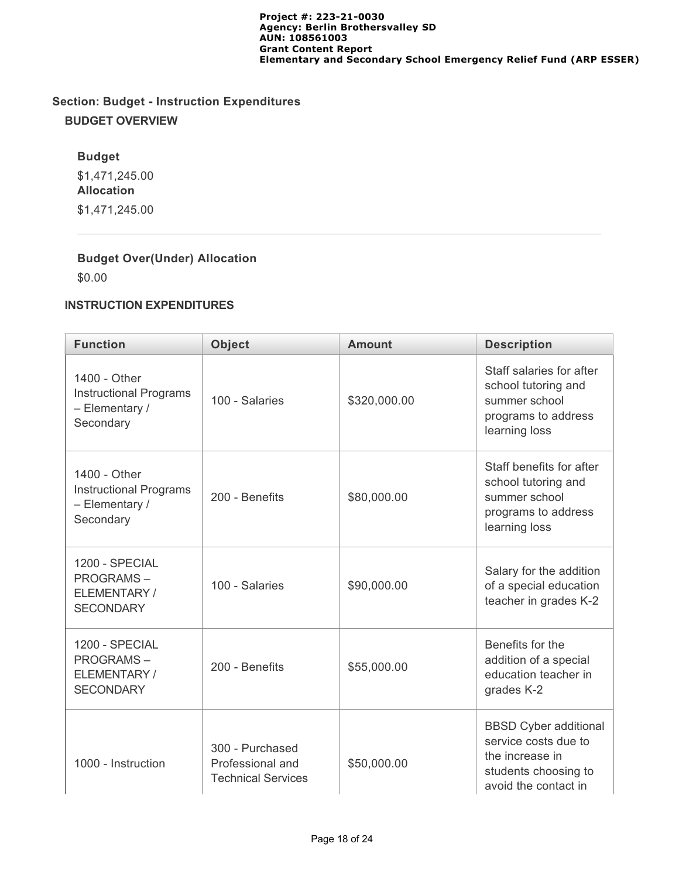## Section: Budget - Instruction Expenditures

### BUDGET OVERVIEW

**Budget**

$1,471,245.00

**Allocation**

$1,471,245.00

**Budget Over(Under) Allocation**

$0.00

### INSTRUCTION EXPENDITURES

| Function | Object | Amount | Description |
|---|---|---|---|
| 1400 - Other Instructional Programs – Elementary / Secondary | 100 - Salaries | $320,000.00 | Staff salaries for after school tutoring and summer school programs to address learning loss |
| 1400 - Other Instructional Programs – Elementary / Secondary | 200 - Benefits | $80,000.00 | Staff benefits for after school tutoring and summer school programs to address learning loss |
| 1200 - SPECIAL PROGRAMS – ELEMENTARY / SECONDARY | 100 - Salaries | $90,000.00 | Salary for the addition of a special education teacher in grades K-2 |
| 1200 - SPECIAL PROGRAMS – ELEMENTARY / SECONDARY | 200 - Benefits | $55,000.00 | Benefits for the addition of a special education teacher in grades K-2 |
| 1000 - Instruction | 300 - Purchased Professional and Technical Services | $50,000.00 | BBSD Cyber additional service costs due to the increase in students choosing to avoid the contact in |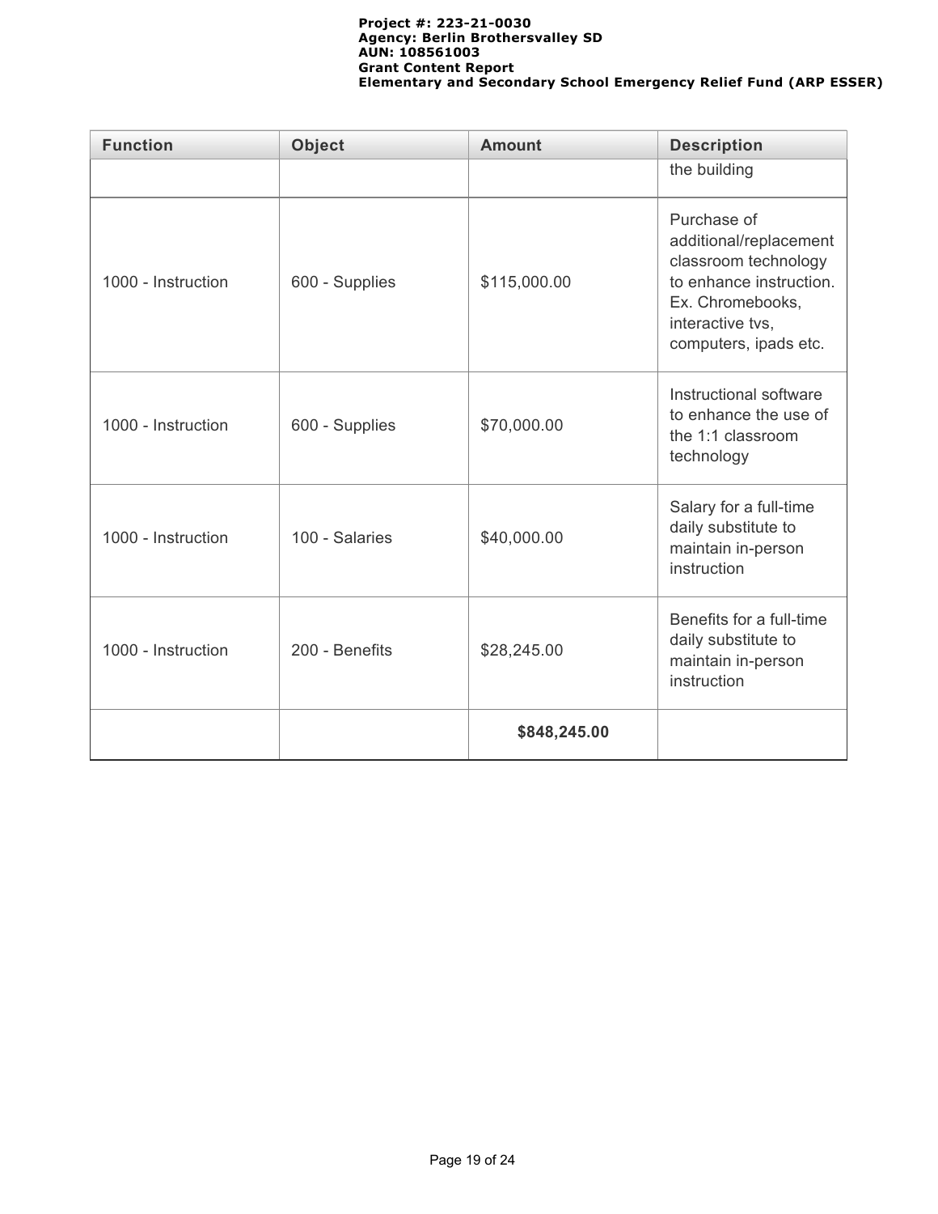| Function | Object | Amount | Description |
| --- | --- | --- | --- |
| | | | the building |
| 1000 - Instruction | 600 - Supplies | $115,000.00 | Purchase of additional/replacement classroom technology to enhance instruction. Ex. Chromebooks, interactive tvs, computers, ipads etc. |
| 1000 - Instruction | 600 - Supplies | $70,000.00 | Instructional software to enhance the use of the 1:1 classroom technology |
| 1000 - Instruction | 100 - Salaries | $40,000.00 | Salary for a full-time daily substitute to maintain in-person instruction |
| 1000 - Instruction | 200 - Benefits | $28,245.00 | Benefits for a full-time daily substitute to maintain in-person instruction |
| | | **$848,245.00** | |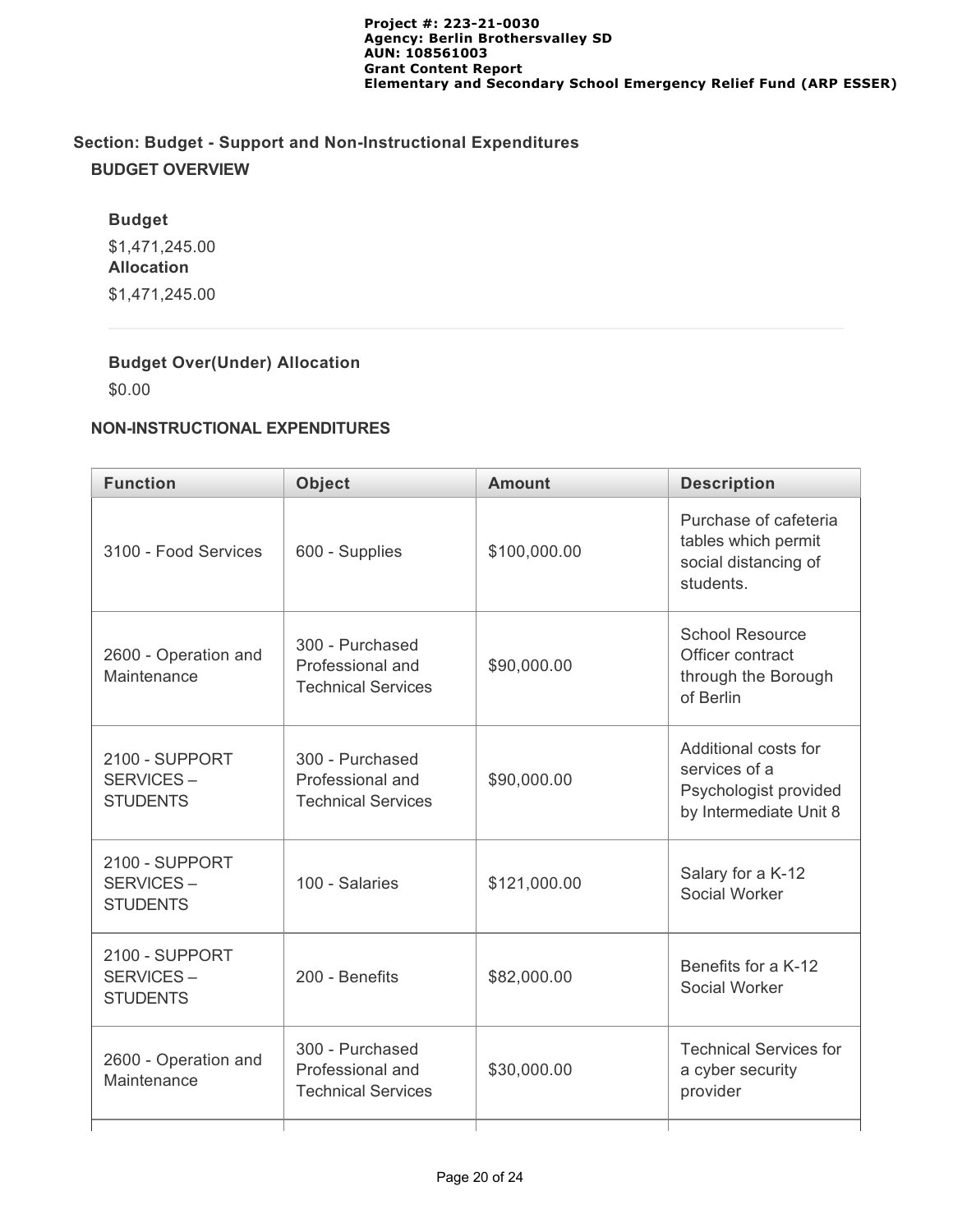## Section: Budget - Support and Non-Instructional Expenditures

### BUDGET OVERVIEW

**Budget**

$1,471,245.00

**Allocation**

$1,471,245.00

**Budget Over(Under) Allocation**

$0.00

### NON-INSTRUCTIONAL EXPENDITURES

| Function | Object | Amount | Description |
|---|---|---|---|
| 3100 - Food Services | 600 - Supplies | $100,000.00 | Purchase of cafeteria tables which permit social distancing of students. |
| 2600 - Operation and Maintenance | 300 - Purchased Professional and Technical Services | $90,000.00 | School Resource Officer contract through the Borough of Berlin |
| 2100 - SUPPORT SERVICES – STUDENTS | 300 - Purchased Professional and Technical Services | $90,000.00 | Additional costs for services of a Psychologist provided by Intermediate Unit 8 |
| 2100 - SUPPORT SERVICES – STUDENTS | 100 - Salaries | $121,000.00 | Salary for a K-12 Social Worker |
| 2100 - SUPPORT SERVICES – STUDENTS | 200 - Benefits | $82,000.00 | Benefits for a K-12 Social Worker |
| 2600 - Operation and Maintenance | 300 - Purchased Professional and Technical Services | $30,000.00 | Technical Services for a cyber security provider |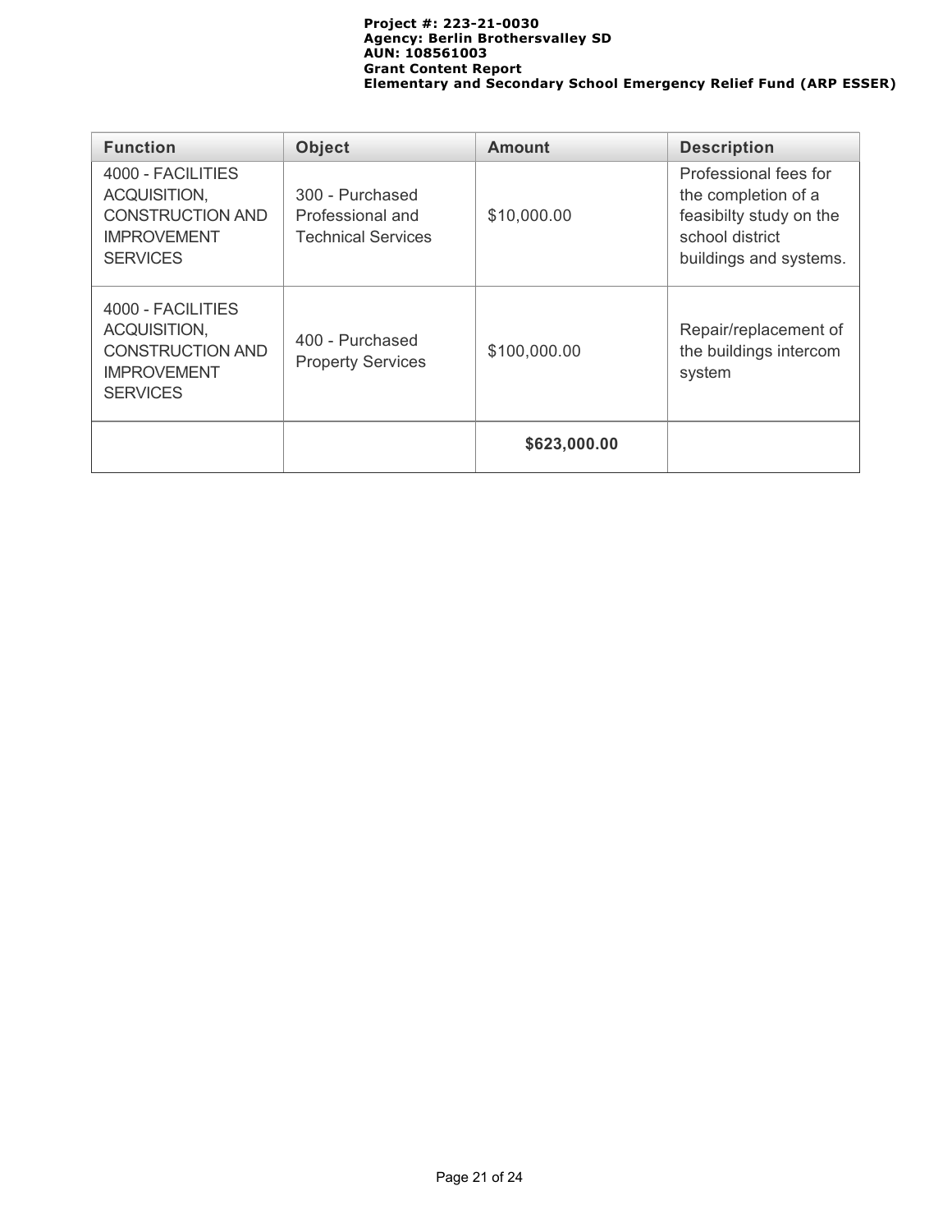| Function | Object | Amount | Description |
| --- | --- | --- | --- |
| 4000 - FACILITIES ACQUISITION, CONSTRUCTION AND IMPROVEMENT SERVICES | 300 - Purchased Professional and Technical Services | $10,000.00 | Professional fees for the completion of a feasibilty study on the school district buildings and systems. |
| 4000 - FACILITIES ACQUISITION, CONSTRUCTION AND IMPROVEMENT SERVICES | 400 - Purchased Property Services | $100,000.00 | Repair/replacement of the buildings intercom system |
| | | **$623,000.00** | |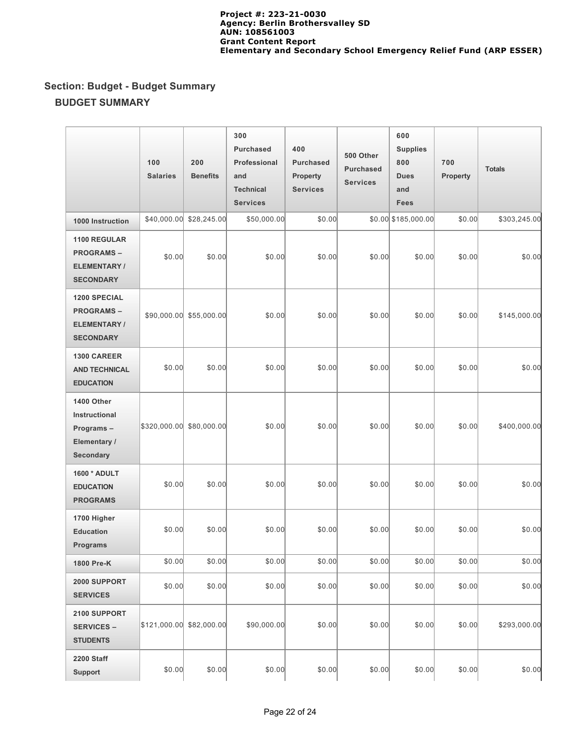## Section: Budget - Budget Summary

### BUDGET SUMMARY

| | 100 Salaries | 200 Benefits | 300 Purchased Professional and Technical Services | 400 Purchased Property Services | 500 Other Purchased Services | 600 Supplies 800 Dues and Fees | 700 Property | Totals |
|---|---|---|---|---|---|---|---|---|
| **1000 Instruction** | $40,000.00 | $28,245.00 | $50,000.00 | $0.00 | $0.00 | $185,000.00 | $0.00 | $303,245.00 |
| **1100 REGULAR PROGRAMS – ELEMENTARY / SECONDARY** | $0.00 | $0.00 | $0.00 | $0.00 | $0.00 | $0.00 | $0.00 | $0.00 |
| **1200 SPECIAL PROGRAMS – ELEMENTARY / SECONDARY** | $90,000.00 | $55,000.00 | $0.00 | $0.00 | $0.00 | $0.00 | $0.00 | $145,000.00 |
| **1300 CAREER AND TECHNICAL EDUCATION** | $0.00 | $0.00 | $0.00 | $0.00 | $0.00 | $0.00 | $0.00 | $0.00 |
| **1400 Other Instructional Programs – Elementary / Secondary** | $320,000.00 | $80,000.00 | $0.00 | $0.00 | $0.00 | $0.00 | $0.00 | $400,000.00 |
| **1600 * ADULT EDUCATION PROGRAMS** | $0.00 | $0.00 | $0.00 | $0.00 | $0.00 | $0.00 | $0.00 | $0.00 |
| **1700 Higher Education Programs** | $0.00 | $0.00 | $0.00 | $0.00 | $0.00 | $0.00 | $0.00 | $0.00 |
| **1800 Pre-K** | $0.00 | $0.00 | $0.00 | $0.00 | $0.00 | $0.00 | $0.00 | $0.00 |
| **2000 SUPPORT SERVICES** | $0.00 | $0.00 | $0.00 | $0.00 | $0.00 | $0.00 | $0.00 | $0.00 |
| **2100 SUPPORT SERVICES – STUDENTS** | $121,000.00 | $82,000.00 | $90,000.00 | $0.00 | $0.00 | $0.00 | $0.00 | $293,000.00 |
| **2200 Staff Support** | $0.00 | $0.00 | $0.00 | $0.00 | $0.00 | $0.00 | $0.00 | $0.00 |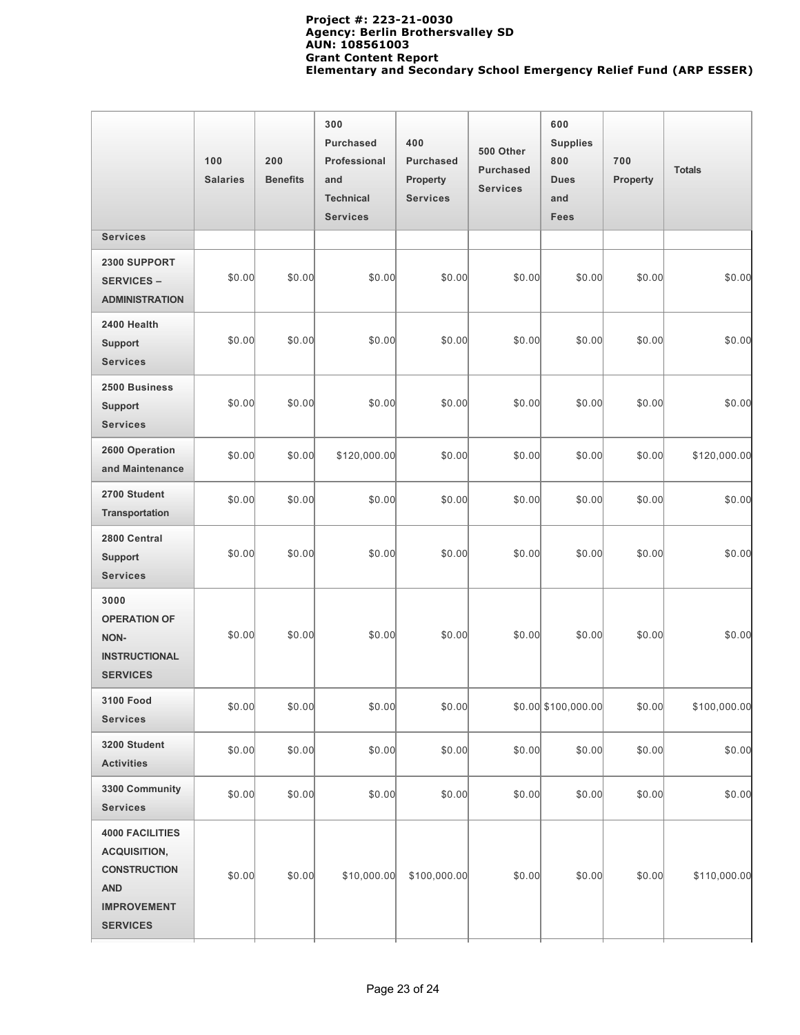| | 100 Salaries | 200 Benefits | 300 Purchased Professional and Technical Services | 400 Purchased Property Services | 500 Other Purchased Services | 600 Supplies 800 Dues and Fees | 700 Property | Totals |
|---|---|---|---|---|---|---|---|---|
| Services | | | | | | | | |
| 2300 SUPPORT SERVICES – ADMINISTRATION | $0.00 | $0.00 | $0.00 | $0.00 | $0.00 | $0.00 | $0.00 | $0.00 |
| 2400 Health Support Services | $0.00 | $0.00 | $0.00 | $0.00 | $0.00 | $0.00 | $0.00 | $0.00 |
| 2500 Business Support Services | $0.00 | $0.00 | $0.00 | $0.00 | $0.00 | $0.00 | $0.00 | $0.00 |
| 2600 Operation and Maintenance | $0.00 | $0.00 | $120,000.00 | $0.00 | $0.00 | $0.00 | $0.00 | $120,000.00 |
| 2700 Student Transportation | $0.00 | $0.00 | $0.00 | $0.00 | $0.00 | $0.00 | $0.00 | $0.00 |
| 2800 Central Support Services | $0.00 | $0.00 | $0.00 | $0.00 | $0.00 | $0.00 | $0.00 | $0.00 |
| 3000 OPERATION OF NON-INSTRUCTIONAL SERVICES | $0.00 | $0.00 | $0.00 | $0.00 | $0.00 | $0.00 | $0.00 | $0.00 |
| 3100 Food Services | $0.00 | $0.00 | $0.00 | $0.00 | $0.00 | $100,000.00 | $0.00 | $100,000.00 |
| 3200 Student Activities | $0.00 | $0.00 | $0.00 | $0.00 | $0.00 | $0.00 | $0.00 | $0.00 |
| 3300 Community Services | $0.00 | $0.00 | $0.00 | $0.00 | $0.00 | $0.00 | $0.00 | $0.00 |
| 4000 FACILITIES ACQUISITION, CONSTRUCTION AND IMPROVEMENT SERVICES | $0.00 | $0.00 | $10,000.00 | $100,000.00 | $0.00 | $0.00 | $0.00 | $110,000.00 |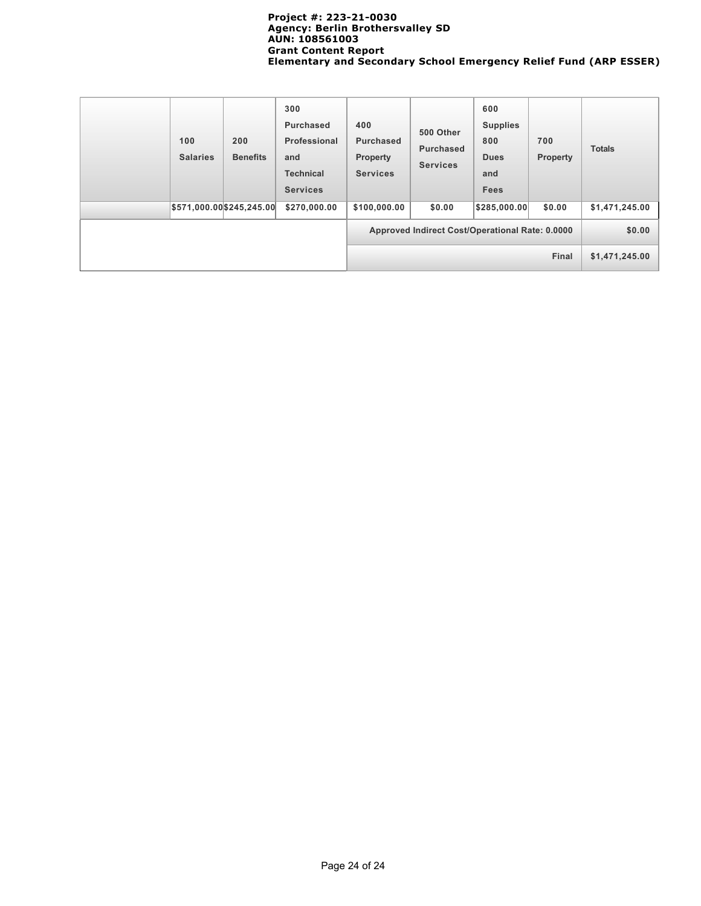**Project #: 223-21-0030**
**Agency: Berlin Brothersvalley SD**
**AUN: 108561003**
**Grant Content Report**
**Elementary and Secondary School Emergency Relief Fund (ARP ESSER)**

| | 100 Salaries | 200 Benefits | 300 Purchased Professional and Technical Services | 400 Purchased Property Services | 500 Other Purchased Services | 600 Supplies 800 Dues and Fees | 700 Property | Totals |
|---|---|---|---|---|---|---|---|---|
| | $571,000.00 | $245,245.00 | $270,000.00 | $100,000.00 | $0.00 | $285,000.00 | $0.00 | $1,471,245.00 |
| | | | | Approved Indirect Cost/Operational Rate: 0.0000 | | | | $0.00 |
| | | | | | | | Final | $1,471,245.00 |